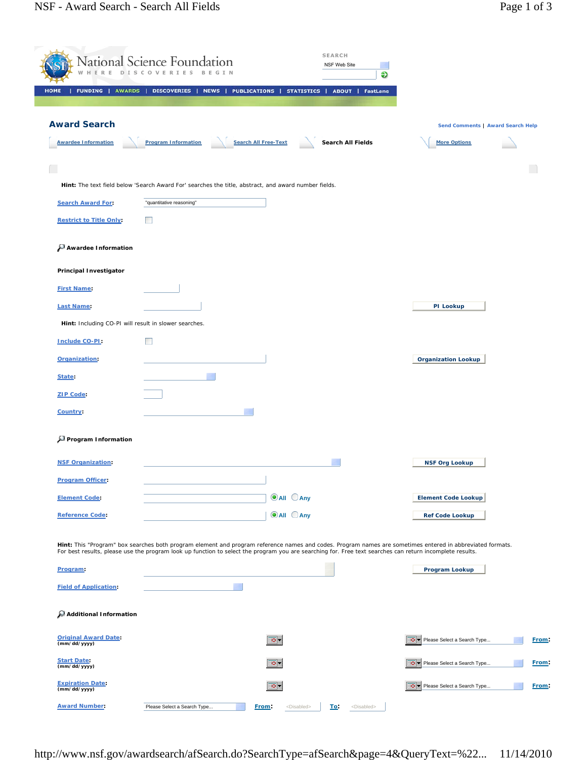National Science Foundation
WHERE DISCOVERIES BEGIN

SEARCH
NSF Web Site

HOME | FUNDING | AWARDS | DISCOVERIES | NEWS | PUBLICATIONS | STATISTICS | ABOUT | FastLane

## Award Search

Send Comments | Award Search Help

Awardee Information | Program Information | Search All Free-Text | **Search All Fields** | More Options

**Hint:** The text field below 'Search Award For' searches the title, abstract, and award number fields.

Search Award For: "quantitative reasoning"

Restrict to Title Only:

### Awardee Information

**Principal Investigator**

First Name:

Last Name: PI Lookup

**Hint:** Including CO-PI will result in slower searches.

Include CO-PI:

Organization: Organization Lookup

State:

ZIP Code:

Country:

### Program Information

NSF Organization: NSF Org Lookup

Program Officer:

Element Code: All Any Element Code Lookup

Reference Code: All Any Ref Code Lookup

**Hint:** This "Program" box searches both program element and program reference names and codes. Program names are sometimes entered in abbreviated formats. For best results, please use the program look up function to select the program you are searching for. Free text searches can return incomplete results.

Program: Program Lookup

Field of Application:

### Additional Information

Original Award Date: (mm/dd/yyyy) Please Select a Search Type... From:

Start Date: (mm/dd/yyyy) Please Select a Search Type... From:

Expiration Date: (mm/dd/yyyy) Please Select a Search Type... From:

Award Number: Please Select a Search Type... From: <Disabled> To: <Disabled>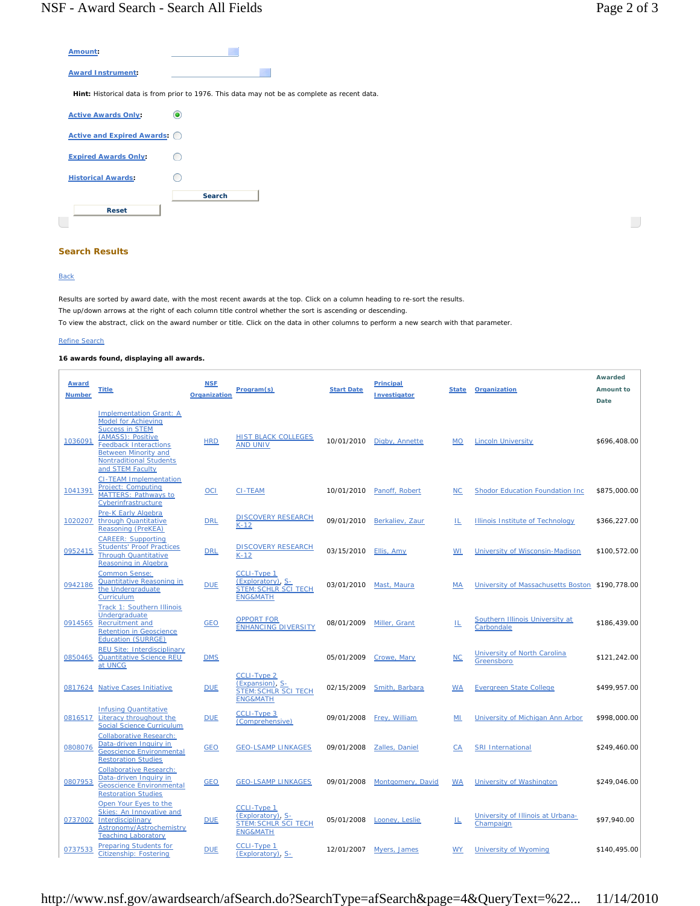**Amount:**

**Award Instrument:**

**Hint:** Historical data is from prior to 1976. This data may not be as complete as recent data.

**Active Awards Only:** (selected)

**Active and Expired Awards:**

**Expired Awards Only:**

**Historical Awards:**

Search

Reset

## Search Results

Back

Results are sorted by award date, with the most recent awards at the top. Click on a column heading to re-sort the results.
The up/down arrows at the right of each column title control whether the sort is ascending or descending.
To view the abstract, click on the award number or title. Click on the data in other columns to perform a new search with that parameter.

Refine Search

**16 awards found, displaying all awards.**

| Award Number | Title | NSF Organization | Program(s) | Start Date | Principal Investigator | State | Organization | Awarded Amount to Date |
|---|---|---|---|---|---|---|---|---|
| 1036091 | Implementation Grant: A Model for Achieving Success in STEM (AMASS): Positive Feedback Interactions Between Minority and Nontraditional Students and STEM Faculty | HRD | HIST BLACK COLLEGES AND UNIV | 10/01/2010 | Digby, Annette | MO | Lincoln University | $696,408.00 |
| 1041391 | CI-TEAM Implementation Project: Computing MATTERS: Pathways to Cyberinfrastructure | OCI | CI-TEAM | 10/01/2010 | Panoff, Robert | NC | Shodor Education Foundation Inc | $875,000.00 |
| 1020207 | Pre-K Early Algebra through Quantitative Reasoning (PreKEA) | DRL | DISCOVERY RESEARCH K-12 | 09/01/2010 | Berkaliev, Zaur | IL | Illinois Institute of Technology | $366,227.00 |
| 0952415 | CAREER: Supporting Students' Proof Practices Through Quantitative Reasoning in Algebra | DRL | DISCOVERY RESEARCH K-12 | 03/15/2010 | Ellis, Amy | WI | University of Wisconsin-Madison | $100,572.00 |
| 0942186 | Common Sense: Quantitative Reasoning in the Undergraduate Curriculum | DUE | CCLI-Type 1 (Exploratory), S-STEM:SCHLR SCI TECH ENG&MATH | 03/01/2010 | Mast, Maura | MA | University of Massachusetts Boston | $190,778.00 |
| 0914565 | Track 1: Southern Illinois Undergraduate Recruitment and Retention in Geoscience Education (SURRGE) | GEO | OPPORT FOR ENHANCING DIVERSITY | 08/01/2009 | Miller, Grant | IL | Southern Illinois University at Carbondale | $186,439.00 |
| 0850465 | REU Site: Interdisciplinary Quantitative Science REU at UNCG | DMS | | 05/01/2009 | Crowe, Mary | NC | University of North Carolina Greensboro | $121,242.00 |
| 0817624 | Native Cases Initiative | DUE | CCLI-Type 2 (Expansion), S-STEM:SCHLR SCI TECH ENG&MATH | 02/15/2009 | Smith, Barbara | WA | Evergreen State College | $499,957.00 |
| 0816517 | Infusing Quantitative Literacy throughout the Social Science Curriculum | DUE | CCLI-Type 3 (Comprehensive) | 09/01/2008 | Frey, William | MI | University of Michigan Ann Arbor | $998,000.00 |
| 0808076 | Collaborative Research: Data-driven Inquiry in Geoscience Environmental Restoration Studies | GEO | GEO-LSAMP LINKAGES | 09/01/2008 | Zalles, Daniel | CA | SRI International | $249,460.00 |
| 0807953 | Collaborative Research: Data-driven Inquiry in Geoscience Environmental Restoration Studies | GEO | GEO-LSAMP LINKAGES | 09/01/2008 | Montgomery, David | WA | University of Washington | $249,046.00 |
| 0737002 | Open Your Eyes to the Skies: An Innovative and Interdisciplinary Astronomy/Astrochemistry Teaching Laboratory | DUE | CCLI-Type 1 (Exploratory), S-STEM:SCHLR SCI TECH ENG&MATH | 05/01/2008 | Looney, Leslie | IL | University of Illinois at Urbana-Champaign | $97,940.00 |
| 0737533 | Preparing Students for Citizenship: Fostering | DUE | CCLI-Type 1 (Exploratory), S- | 12/01/2007 | Myers, James | WY | University of Wyoming | $140,495.00 |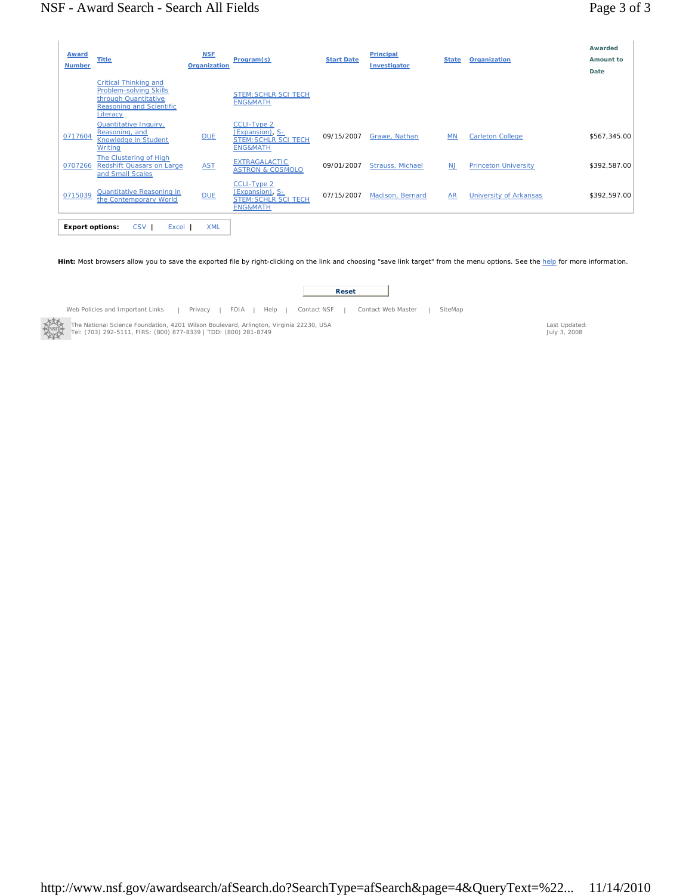| Award Number | Title | NSF Organization | Program(s) | Start Date | Principal Investigator | State | Organization | Awarded Amount to Date |
|---|---|---|---|---|---|---|---|---|
| | Critical Thinking and Problem-solving Skills through Quantitative Reasoning and Scientific Literacy | | STEM:SCHLR SCI TECH ENG&MATH | | | | | |
| 0717604 | Quantitative Inquiry, Reasoning, and Knowledge in Student Writing | DUE | CCLI-Type 2 (Expansion), S-STEM:SCHLR SCI TECH ENG&MATH | 09/15/2007 | Grawe, Nathan | MN | Carleton College | $567,345.00 |
| 0707266 | The Clustering of High Redshift Quasars on Large and Small Scales | AST | EXTRAGALACTIC ASTRON & COSMOLO | 09/01/2007 | Strauss, Michael | NJ | Princeton University | $392,587.00 |
| 0715039 | Quantitative Reasoning in the Contemporary World | DUE | CCLI-Type 2 (Expansion), S-STEM:SCHLR SCI TECH ENG&MATH | 07/15/2007 | Madison, Bernard | AR | University of Arkansas | $392,597.00 |

**Export options:** CSV | Excel | XML

**Hint:** Most browsers allow you to save the exported file by right-clicking on the link and choosing "save link target" from the menu options. See the help for more information.

Reset

Web Policies and Important Links | Privacy | FOIA | Help | Contact NSF | Contact Web Master | SiteMap

The National Science Foundation, 4201 Wilson Boulevard, Arlington, Virginia 22230, USA
Tel: (703) 292-5111, FIRS: (800) 877-8339 | TDD: (800) 281-8749

Last Updated:
July 3, 2008